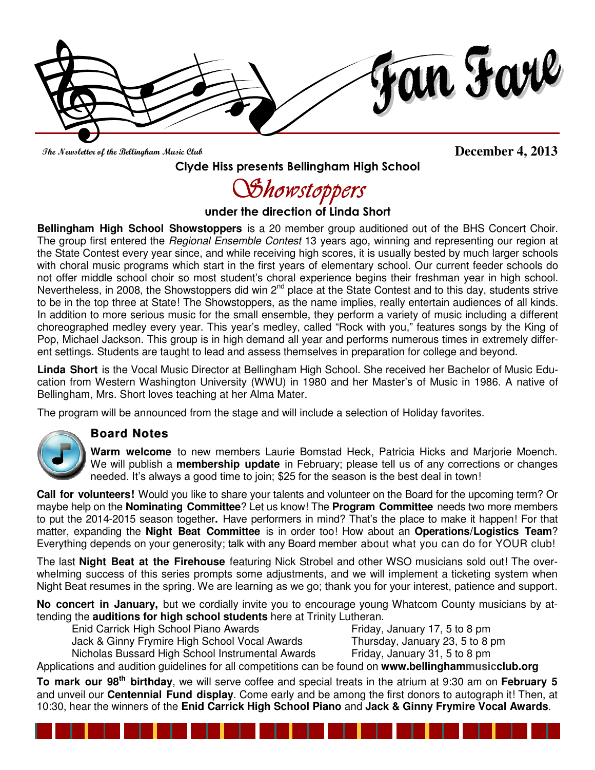# Fan Fare

**The Newsletter of the Bellingham Music Club**

**December 4, 2013**

## Clyde Hiss presents Bellingham High School

# *Showstoppers*

### under the direction of Linda Short

**Bellingham High School Showstoppers** is a 20 member group auditioned out of the BHS Concert Choir. The group first entered the *Regional Ensemble Contest* 13 years ago, winning and representing our region at the State Contest every year since, and while receiving high scores, it is usually bested by much larger schools with choral music programs which start in the first years of elementary school. Our current feeder schools do not offer middle school choir so most student's choral experience begins their freshman year in high school. Nevertheless, in 2008, the Showstoppers did win 2nd place at the State Contest and to this day, students strive to be in the top three at State! The Showstoppers, as the name implies, really entertain audiences of all kinds. In addition to more serious music for the small ensemble, they perform a variety of music including a different choreographed medley every year. This year's medley, called "Rock with you," features songs by the King of Pop, Michael Jackson. This group is in high demand all year and performs numerous times in extremely different settings. Students are taught to lead and assess themselves in preparation for college and beyond.

**Linda Short** is the Vocal Music Director at Bellingham High School. She received her Bachelor of Music Education from Western Washington University (WWU) in 1980 and her Master's of Music in 1986. A native of Bellingham, Mrs. Short loves teaching at her Alma Mater.

The program will be announced from the stage and will include a selection of Holiday favorites.

## Board Notes

**Warm welcome** to new members Laurie Bomstad Heck, Patricia Hicks and Marjorie Moench. We will publish a **membership update** in February; please tell us of any corrections or changes needed. It's always a good time to join; $25 for the season is the best deal in town!

**Call for volunteers!** Would you like to share your talents and volunteer on the Board for the upcoming term? Or maybe help on the **Nominating Committee**? Let us know! The **Program Committee** needs two more members to put the 2014-2015 season together**.** Have performers in mind? That's the place to make it happen! For that matter, expanding the **Night Beat Committee** is in order too! How about an **Operations/Logistics Team**? Everything depends on your generosity; talk with any Board member about what you can do for YOUR club!

The last **Night Beat at the Firehouse** featuring Nick Strobel and other WSO musicians sold out! The overwhelming success of this series prompts some adjustments, and we will implement a ticketing system when Night Beat resumes in the spring. We are learning as we go; thank you for your interest, patience and support.

**No concert in January,** but we cordially invite you to encourage young Whatcom County musicians by attending the **auditions for high school students** here at Trinity Lutheran.

| | |
|---|---|
| Enid Carrick High School Piano Awards | Friday, January 17, 5 to 8 pm |
| Jack & Ginny Frymire High School Vocal Awards | Thursday, January 23, 5 to 8 pm |
| Nicholas Bussard High School Instrumental Awards | Friday, January 31, 5 to 8 pm |

Applications and audition guidelines for all competitions can be found on **www.bellinghammusicclub.org**

**To mark our 98th birthday**, we will serve coffee and special treats in the atrium at 9:30 am on **February 5** and unveil our **Centennial Fund display**. Come early and be among the first donors to autograph it! Then, at 10:30, hear the winners of the **Enid Carrick High School Piano** and **Jack & Ginny Frymire Vocal Awards**.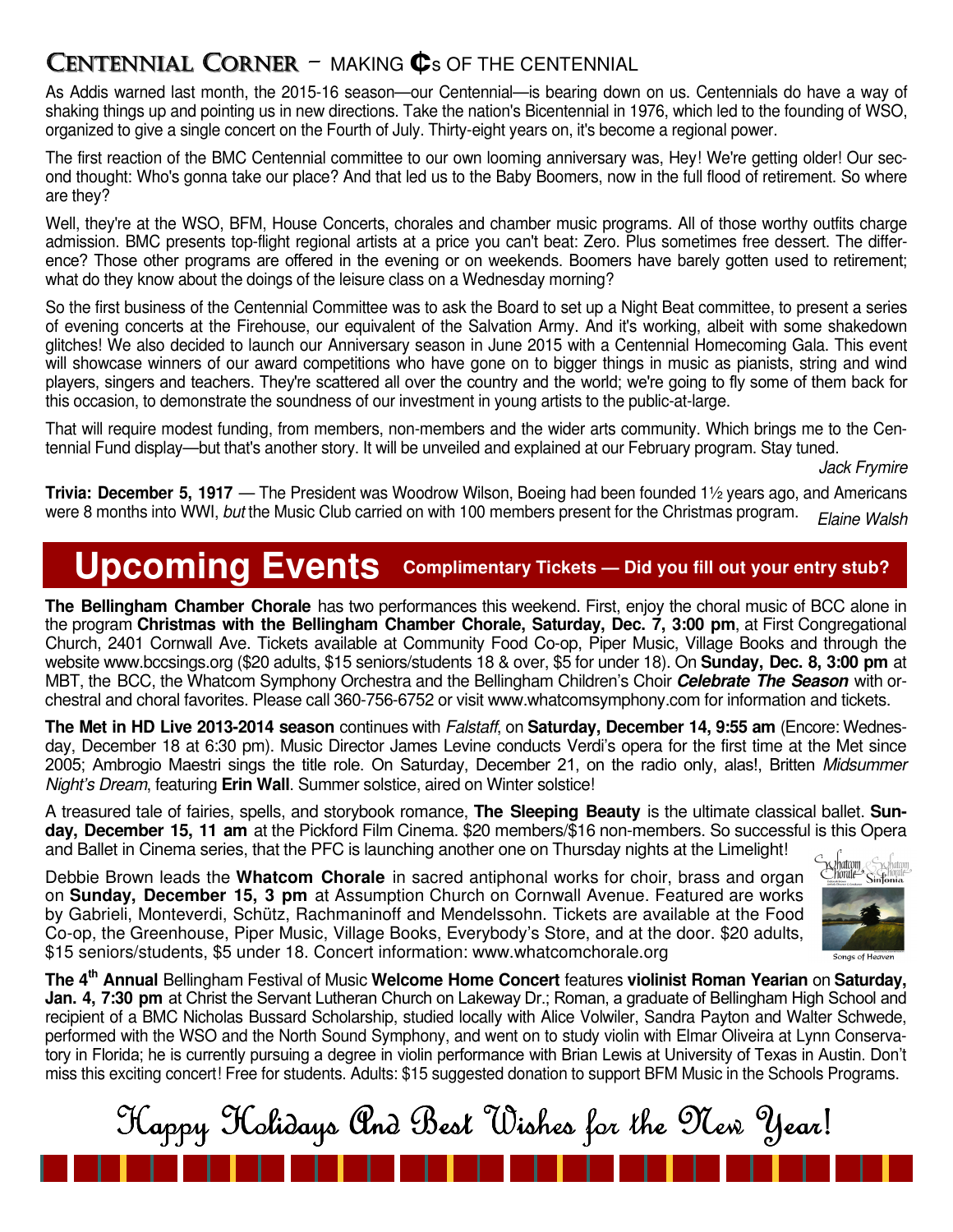## Centennial Corner – MAKING ₵s OF THE CENTENNIAL

As Addis warned last month, the 2015-16 season—our Centennial—is bearing down on us. Centennials do have a way of shaking things up and pointing us in new directions. Take the nation's Bicentennial in 1976, which led to the founding of WSO, organized to give a single concert on the Fourth of July. Thirty-eight years on, it's become a regional power.

The first reaction of the BMC Centennial committee to our own looming anniversary was, Hey! We're getting older! Our second thought: Who's gonna take our place? And that led us to the Baby Boomers, now in the full flood of retirement. So where are they?

Well, they're at the WSO, BFM, House Concerts, chorales and chamber music programs. All of those worthy outfits charge admission. BMC presents top-flight regional artists at a price you can't beat: Zero. Plus sometimes free dessert. The difference? Those other programs are offered in the evening or on weekends. Boomers have barely gotten used to retirement; what do they know about the doings of the leisure class on a Wednesday morning?

So the first business of the Centennial Committee was to ask the Board to set up a Night Beat committee, to present a series of evening concerts at the Firehouse, our equivalent of the Salvation Army. And it's working, albeit with some shakedown glitches! We also decided to launch our Anniversary season in June 2015 with a Centennial Homecoming Gala. This event will showcase winners of our award competitions who have gone on to bigger things in music as pianists, string and wind players, singers and teachers. They're scattered all over the country and the world; we're going to fly some of them back for this occasion, to demonstrate the soundness of our investment in young artists to the public-at-large.

That will require modest funding, from members, non-members and the wider arts community. Which brings me to the Centennial Fund display—but that's another story. It will be unveiled and explained at our February program. Stay tuned.

*Jack Frymire*

**Trivia: December 5, 1917** — The President was Woodrow Wilson, Boeing had been founded 1½ years ago, and Americans were 8 months into WWI, *but* the Music Club carried on with 100 members present for the Christmas program. *Elaine Walsh*

# Upcoming Events

**Complimentary Tickets — Did you fill out your entry stub?**

**The Bellingham Chamber Chorale** has two performances this weekend. First, enjoy the choral music of BCC alone in the program **Christmas with the Bellingham Chamber Chorale, Saturday, Dec. 7, 3:00 pm**, at First Congregational Church, 2401 Cornwall Ave. Tickets available at Community Food Co-op, Piper Music, Village Books and through the website www.bccsings.org ($20 adults, $15 seniors/students 18 & over, $5 for under 18). On **Sunday, Dec. 8, 3:00 pm** at MBT, the BCC, the Whatcom Symphony Orchestra and the Bellingham Children's Choir ***Celebrate The Season*** with orchestral and choral favorites. Please call 360-756-6752 or visit www.whatcomsymphony.com for information and tickets.

**The Met in HD Live 2013-2014 season** continues with *Falstaff*, on **Saturday, December 14, 9:55 am** (Encore: Wednesday, December 18 at 6:30 pm). Music Director James Levine conducts Verdi's opera for the first time at the Met since 2005; Ambrogio Maestri sings the title role. On Saturday, December 21, on the radio only, alas!, Britten *Midsummer Night's Dream*, featuring **Erin Wall**. Summer solstice, aired on Winter solstice!

A treasured tale of fairies, spells, and storybook romance, **The Sleeping Beauty** is the ultimate classical ballet. **Sunday, December 15, 11 am** at the Pickford Film Cinema. $20 members/$16 non-members. So successful is this Opera and Ballet in Cinema series, that the PFC is launching another one on Thursday nights at the Limelight!

Debbie Brown leads the **Whatcom Chorale** in sacred antiphonal works for choir, brass and organ on **Sunday, December 15, 3 pm** at Assumption Church on Cornwall Avenue. Featured are works by Gabrieli, Monteverdi, Schütz, Rachmaninoff and Mendelssohn. Tickets are available at the Food Co-op, the Greenhouse, Piper Music, Village Books, Everybody's Store, and at the door. $20 adults, $15 seniors/students, $5 under 18. Concert information: www.whatcomchorale.org

Songs of Heaven

**The 4th Annual** Bellingham Festival of Music **Welcome Home Concert** features **violinist Roman Yearian** on **Saturday, Jan. 4, 7:30 pm** at Christ the Servant Lutheran Church on Lakeway Dr.; Roman, a graduate of Bellingham High School and recipient of a BMC Nicholas Bussard Scholarship, studied locally with Alice Volwiler, Sandra Payton and Walter Schwede, performed with the WSO and the North Sound Symphony, and went on to study violin with Elmar Oliveira at Lynn Conservatory in Florida; he is currently pursuing a degree in violin performance with Brian Lewis at University of Texas in Austin. Don't miss this exciting concert! Free for students. Adults: $15 suggested donation to support BFM Music in the Schools Programs.

*Happy Holidays And Best Wishes for the New Year!*